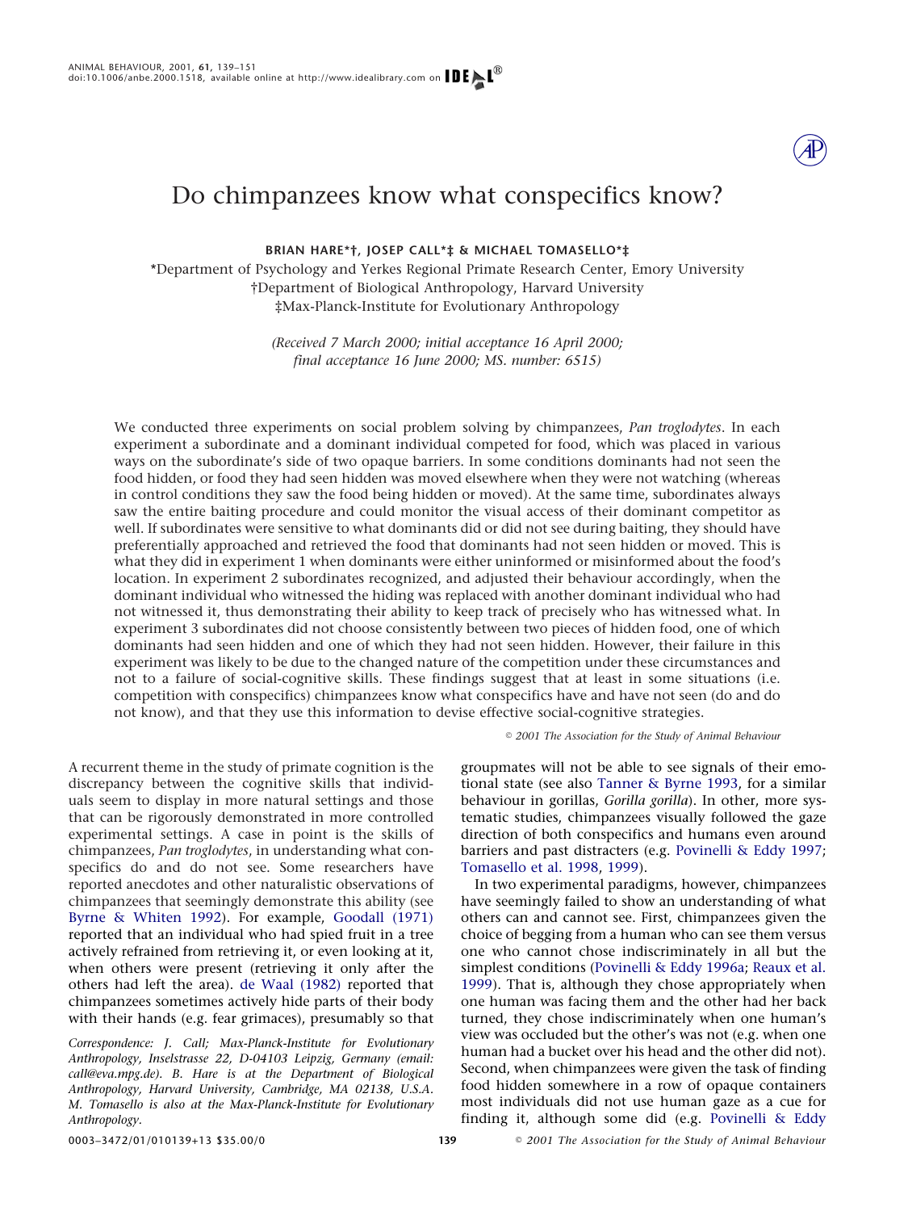# Do chimpanzees know what conspecifics know?

**BRIAN HARE*†, JOSEP CALL*‡ & MICHAEL TOMASELLO*‡**

*Department of Psychology and Yerkes Regional Primate Research Center, Emory University
†Department of Biological Anthropology, Harvard University
‡Max-Planck-Institute for Evolutionary Anthropology

*(Received 7 March 2000; initial acceptance 16 April 2000; final acceptance 16 June 2000; MS. number: 6515)*

We conducted three experiments on social problem solving by chimpanzees, *Pan troglodytes*. In each experiment a subordinate and a dominant individual competed for food, which was placed in various ways on the subordinate's side of two opaque barriers. In some conditions dominants had not seen the food hidden, or food they had seen hidden was moved elsewhere when they were not watching (whereas in control conditions they saw the food being hidden or moved). At the same time, subordinates always saw the entire baiting procedure and could monitor the visual access of their dominant competitor as well. If subordinates were sensitive to what dominants did or did not see during baiting, they should have preferentially approached and retrieved the food that dominants had not seen hidden or moved. This is what they did in experiment 1 when dominants were either uninformed or misinformed about the food's location. In experiment 2 subordinates recognized, and adjusted their behaviour accordingly, when the dominant individual who witnessed the hiding was replaced with another dominant individual who had not witnessed it, thus demonstrating their ability to keep track of precisely who has witnessed what. In experiment 3 subordinates did not choose consistently between two pieces of hidden food, one of which dominants had seen hidden and one of which they had not seen hidden. However, their failure in this experiment was likely to be due to the changed nature of the competition under these circumstances and not to a failure of social-cognitive skills. These findings suggest that at least in some situations (i.e. competition with conspecifics) chimpanzees know what conspecifics have and have not seen (do and do not know), and that they use this information to devise effective social-cognitive strategies.

© 2001 The Association for the Study of Animal Behaviour

A recurrent theme in the study of primate cognition is the discrepancy between the cognitive skills that individuals seem to display in more natural settings and those that can be rigorously demonstrated in more controlled experimental settings. A case in point is the skills of chimpanzees, *Pan troglodytes*, in understanding what conspecifics do and do not see. Some researchers have reported anecdotes and other naturalistic observations of chimpanzees that seemingly demonstrate this ability (see Byrne & Whiten 1992). For example, Goodall (1971) reported that an individual who had spied fruit in a tree actively refrained from retrieving it, or even looking at it, when others were present (retrieving it only after the others had left the area). de Waal (1982) reported that chimpanzees sometimes actively hide parts of their body with their hands (e.g. fear grimaces), presumably so that groupmates will not be able to see signals of their emotional state (see also Tanner & Byrne 1993, for a similar behaviour in gorillas, *Gorilla gorilla*). In other, more systematic studies, chimpanzees visually followed the gaze direction of both conspecifics and humans even around barriers and past distracters (e.g. Povinelli & Eddy 1997; Tomasello et al. 1998, 1999).

In two experimental paradigms, however, chimpanzees have seemingly failed to show an understanding of what others can and cannot see. First, chimpanzees given the choice of begging from a human who can see them versus one who cannot chose indiscriminately in all but the simplest conditions (Povinelli & Eddy 1996a; Reaux et al. 1999). That is, although they chose appropriately when one human was facing them and the other had her back turned, they chose indiscriminately when one human's view was occluded but the other's was not (e.g. when one human had a bucket over his head and the other did not). Second, when chimpanzees were given the task of finding food hidden somewhere in a row of opaque containers most individuals did not use human gaze as a cue for finding it, although some did (e.g. Povinelli & Eddy

*Correspondence: J. Call; Max-Planck-Institute for Evolutionary Anthropology, Inselstrasse 22, D-04103 Leipzig, Germany (email: call@eva.mpg.de). B. Hare is at the Department of Biological Anthropology, Harvard University, Cambridge, MA 02138, U.S.A. M. Tomasello is also at the Max-Planck-Institute for Evolutionary Anthropology.*

0003–3472/01/010139+13 $35.00/0 © 2001 The Association for the Study of Animal Behaviour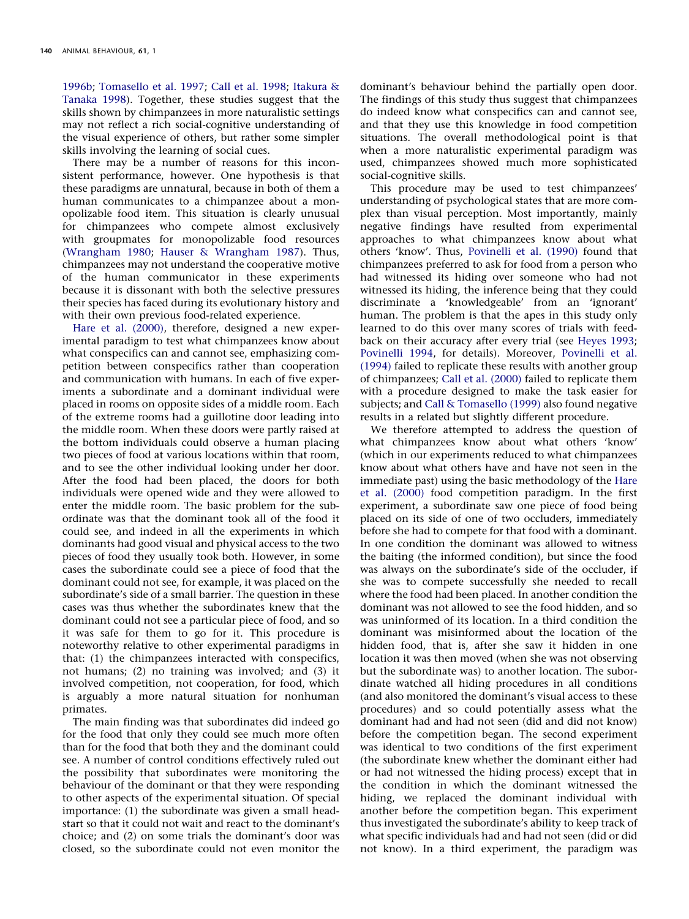1996b; Tomasello et al. 1997; Call et al. 1998; Itakura & Tanaka 1998). Together, these studies suggest that the skills shown by chimpanzees in more naturalistic settings may not reflect a rich social-cognitive understanding of the visual experience of others, but rather some simpler skills involving the learning of social cues.

There may be a number of reasons for this inconsistent performance, however. One hypothesis is that these paradigms are unnatural, because in both of them a human communicates to a chimpanzee about a monopolizable food item. This situation is clearly unusual for chimpanzees who compete almost exclusively with groupmates for monopolizable food resources (Wrangham 1980; Hauser & Wrangham 1987). Thus, chimpanzees may not understand the cooperative motive of the human communicator in these experiments because it is dissonant with both the selective pressures their species has faced during its evolutionary history and with their own previous food-related experience.

Hare et al. (2000), therefore, designed a new experimental paradigm to test what chimpanzees know about what conspecifics can and cannot see, emphasizing competition between conspecifics rather than cooperation and communication with humans. In each of five experiments a subordinate and a dominant individual were placed in rooms on opposite sides of a middle room. Each of the extreme rooms had a guillotine door leading into the middle room. When these doors were partly raised at the bottom individuals could observe a human placing two pieces of food at various locations within that room, and to see the other individual looking under her door. After the food had been placed, the doors for both individuals were opened wide and they were allowed to enter the middle room. The basic problem for the subordinate was that the dominant took all of the food it could see, and indeed in all the experiments in which dominants had good visual and physical access to the two pieces of food they usually took both. However, in some cases the subordinate could see a piece of food that the dominant could not see, for example, it was placed on the subordinate's side of a small barrier. The question in these cases was thus whether the subordinates knew that the dominant could not see a particular piece of food, and so it was safe for them to go for it. This procedure is noteworthy relative to other experimental paradigms in that: (1) the chimpanzees interacted with conspecifics, not humans; (2) no training was involved; and (3) it involved competition, not cooperation, for food, which is arguably a more natural situation for nonhuman primates.

The main finding was that subordinates did indeed go for the food that only they could see much more often than for the food that both they and the dominant could see. A number of control conditions effectively ruled out the possibility that subordinates were monitoring the behaviour of the dominant or that they were responding to other aspects of the experimental situation. Of special importance: (1) the subordinate was given a small headstart so that it could not wait and react to the dominant's choice; and (2) on some trials the dominant's door was closed, so the subordinate could not even monitor the dominant's behaviour behind the partially open door. The findings of this study thus suggest that chimpanzees do indeed know what conspecifics can and cannot see, and that they use this knowledge in food competition situations. The overall methodological point is that when a more naturalistic experimental paradigm was used, chimpanzees showed much more sophisticated social-cognitive skills.

This procedure may be used to test chimpanzees' understanding of psychological states that are more complex than visual perception. Most importantly, mainly negative findings have resulted from experimental approaches to what chimpanzees know about what others 'know'. Thus, Povinelli et al. (1990) found that chimpanzees preferred to ask for food from a person who had witnessed its hiding over someone who had not witnessed its hiding, the inference being that they could discriminate a 'knowledgeable' from an 'ignorant' human. The problem is that the apes in this study only learned to do this over many scores of trials with feedback on their accuracy after every trial (see Heyes 1993; Povinelli 1994, for details). Moreover, Povinelli et al. (1994) failed to replicate these results with another group of chimpanzees; Call et al. (2000) failed to replicate them with a procedure designed to make the task easier for subjects; and Call & Tomasello (1999) also found negative results in a related but slightly different procedure.

We therefore attempted to address the question of what chimpanzees know about what others 'know' (which in our experiments reduced to what chimpanzees know about what others have and have not seen in the immediate past) using the basic methodology of the Hare et al. (2000) food competition paradigm. In the first experiment, a subordinate saw one piece of food being placed on its side of one of two occluders, immediately before she had to compete for that food with a dominant. In one condition the dominant was allowed to witness the baiting (the informed condition), but since the food was always on the subordinate's side of the occluder, if she was to compete successfully she needed to recall where the food had been placed. In another condition the dominant was not allowed to see the food hidden, and so was uninformed of its location. In a third condition the dominant was misinformed about the location of the hidden food, that is, after she saw it hidden in one location it was then moved (when she was not observing but the subordinate was) to another location. The subordinate watched all hiding procedures in all conditions (and also monitored the dominant's visual access to these procedures) and so could potentially assess what the dominant had and had not seen (did and did not know) before the competition began. The second experiment was identical to two conditions of the first experiment (the subordinate knew whether the dominant either had or had not witnessed the hiding process) except that in the condition in which the dominant witnessed the hiding, we replaced the dominant individual with another before the competition began. This experiment thus investigated the subordinate's ability to keep track of what specific individuals had and had not seen (did or did not know). In a third experiment, the paradigm was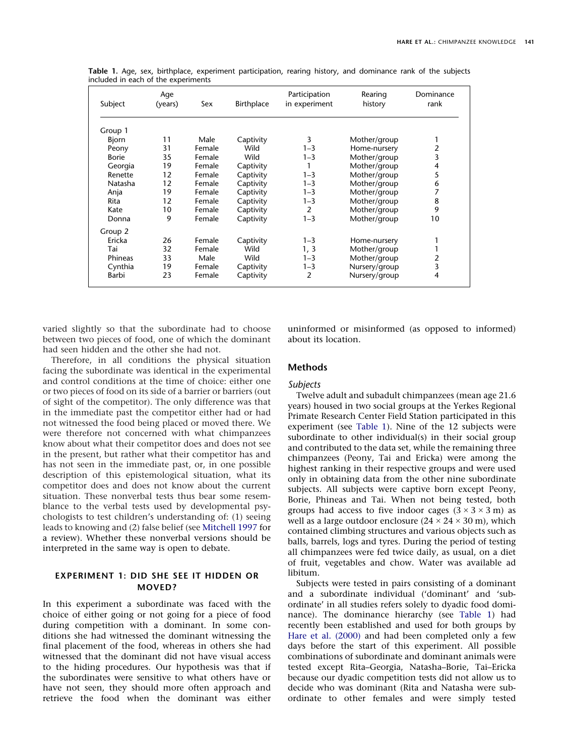**Table 1.** Age, sex, birthplace, experiment participation, rearing history, and dominance rank of the subjects included in each of the experiments

| Subject | Age (years) | Sex | Birthplace | Participation in experiment | Rearing history | Dominance rank |
|---|---|---|---|---|---|---|
| Group 1 | | | | | | |
| Bjorn | 11 | Male | Captivity | 3 | Mother/group | 1 |
| Peony | 31 | Female | Wild | 1–3 | Home-nursery | 2 |
| Borie | 35 | Female | Wild | 1–3 | Mother/group | 3 |
| Georgia | 19 | Female | Captivity | 1 | Mother/group | 4 |
| Renette | 12 | Female | Captivity | 1–3 | Mother/group | 5 |
| Natasha | 12 | Female | Captivity | 1–3 | Mother/group | 6 |
| Anja | 19 | Female | Captivity | 1–3 | Mother/group | 7 |
| Rita | 12 | Female | Captivity | 1–3 | Mother/group | 8 |
| Kate | 10 | Female | Captivity | 2 | Mother/group | 9 |
| Donna | 9 | Female | Captivity | 1–3 | Mother/group | 10 |
| Group 2 | | | | | | |
| Ericka | 26 | Female | Captivity | 1–3 | Home-nursery | 1 |
| Tai | 32 | Female | Wild | 1, 3 | Mother/group | 1 |
| Phineas | 33 | Male | Wild | 1–3 | Mother/group | 2 |
| Cynthia | 19 | Female | Captivity | 1–3 | Nursery/group | 3 |
| Barbi | 23 | Female | Captivity | 2 | Nursery/group | 4 |

varied slightly so that the subordinate had to choose between two pieces of food, one of which the dominant had seen hidden and the other she had not.

Therefore, in all conditions the physical situation facing the subordinate was identical in the experimental and control conditions at the time of choice: either one or two pieces of food on its side of a barrier or barriers (out of sight of the competitor). The only difference was that in the immediate past the competitor either had or had not witnessed the food being placed or moved there. We were therefore not concerned with what chimpanzees know about what their competitor does and does not see in the present, but rather what their competitor has and has not seen in the immediate past, or, in one possible description of this epistemological situation, what its competitor does and does not know about the current situation. These nonverbal tests thus bear some resemblance to the verbal tests used by developmental psychologists to test children's understanding of: (1) seeing leads to knowing and (2) false belief (see Mitchell 1997 for a review). Whether these nonverbal versions should be interpreted in the same way is open to debate.

## EXPERIMENT 1: DID SHE SEE IT HIDDEN OR MOVED?

In this experiment a subordinate was faced with the choice of either going or not going for a piece of food during competition with a dominant. In some conditions she had witnessed the dominant witnessing the final placement of the food, whereas in others she had witnessed that the dominant did not have visual access to the hiding procedures. Our hypothesis was that if the subordinates were sensitive to what others have or have not seen, they should more often approach and retrieve the food when the dominant was either uninformed or misinformed (as opposed to informed) about its location.

### Methods

#### *Subjects*

Twelve adult and subadult chimpanzees (mean age 21.6 years) housed in two social groups at the Yerkes Regional Primate Research Center Field Station participated in this experiment (see Table 1). Nine of the 12 subjects were subordinate to other individual(s) in their social group and contributed to the data set, while the remaining three chimpanzees (Peony, Tai and Ericka) were among the highest ranking in their respective groups and were used only in obtaining data from the other nine subordinate subjects. All subjects were captive born except Peony, Borie, Phineas and Tai. When not being tested, both groups had access to five indoor cages ($3 \times 3 \times 3$ m) as well as a large outdoor enclosure ($24 \times 24 \times 30$ m), which contained climbing structures and various objects such as balls, barrels, logs and tyres. During the period of testing all chimpanzees were fed twice daily, as usual, on a diet of fruit, vegetables and chow. Water was available ad libitum.

Subjects were tested in pairs consisting of a dominant and a subordinate individual ('dominant' and 'subordinate' in all studies refers solely to dyadic food dominance). The dominance hierarchy (see Table 1) had recently been established and used for both groups by Hare et al. (2000) and had been completed only a few days before the start of this experiment. All possible combinations of subordinate and dominant animals were tested except Rita–Georgia, Natasha–Borie, Tai–Ericka because our dyadic competition tests did not allow us to decide who was dominant (Rita and Natasha were subordinate to other females and were simply tested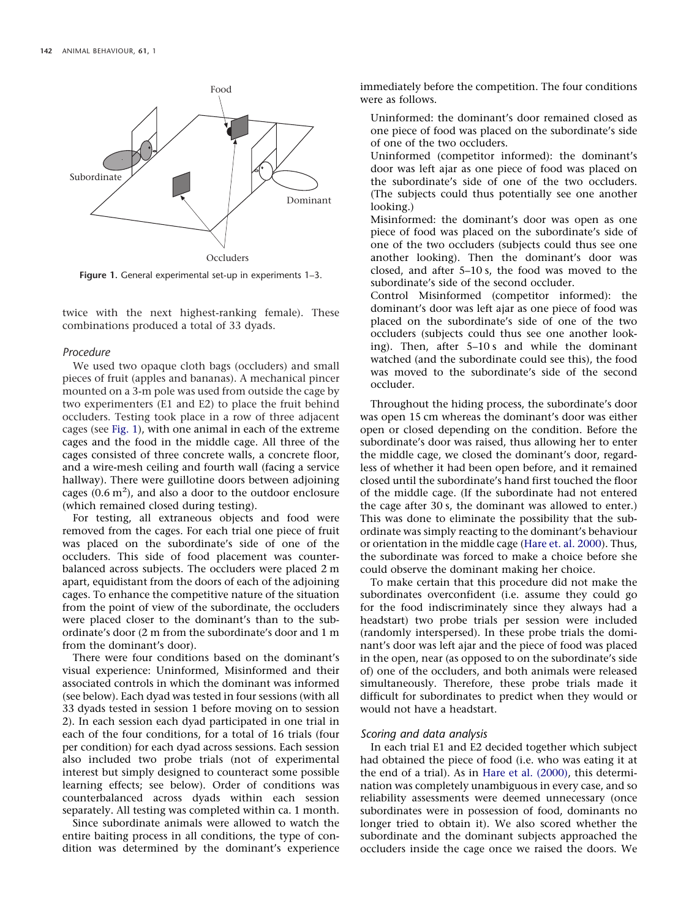Figure 1. General experimental set-up in experiments 1–3.

twice with the next highest-ranking female). These combinations produced a total of 33 dyads.

### Procedure

We used two opaque cloth bags (occluders) and small pieces of fruit (apples and bananas). A mechanical pincer mounted on a 3-m pole was used from outside the cage by two experimenters (E1 and E2) to place the fruit behind occluders. Testing took place in a row of three adjacent cages (see Fig. 1), with one animal in each of the extreme cages and the food in the middle cage. All three of the cages consisted of three concrete walls, a concrete floor, and a wire-mesh ceiling and fourth wall (facing a service hallway). There were guillotine doors between adjoining cages (0.6 $m^2$), and also a door to the outdoor enclosure (which remained closed during testing).

For testing, all extraneous objects and food were removed from the cages. For each trial one piece of fruit was placed on the subordinate's side of one of the occluders. This side of food placement was counterbalanced across subjects. The occluders were placed 2 m apart, equidistant from the doors of each of the adjoining cages. To enhance the competitive nature of the situation from the point of view of the subordinate, the occluders were placed closer to the dominant's than to the subordinate's door (2 m from the subordinate's door and 1 m from the dominant's door).

There were four conditions based on the dominant's visual experience: Uninformed, Misinformed and their associated controls in which the dominant was informed (see below). Each dyad was tested in four sessions (with all 33 dyads tested in session 1 before moving on to session 2). In each session each dyad participated in one trial in each of the four conditions, for a total of 16 trials (four per condition) for each dyad across sessions. Each session also included two probe trials (not of experimental interest but simply designed to counteract some possible learning effects; see below). Order of conditions was counterbalanced across dyads within each session separately. All testing was completed within ca. 1 month.

Since subordinate animals were allowed to watch the entire baiting process in all conditions, the type of condition was determined by the dominant's experience immediately before the competition. The four conditions were as follows.

Uninformed: the dominant's door remained closed as one piece of food was placed on the subordinate's side of one of the two occluders.

Uninformed (competitor informed): the dominant's door was left ajar as one piece of food was placed on the subordinate's side of one of the two occluders. (The subjects could thus potentially see one another looking.)

Misinformed: the dominant's door was open as one piece of food was placed on the subordinate's side of one of the two occluders (subjects could thus see one another looking). Then the dominant's door was closed, and after 5–10 s, the food was moved to the subordinate's side of the second occluder.

Control Misinformed (competitor informed): the dominant's door was left ajar as one piece of food was placed on the subordinate's side of one of the two occluders (subjects could thus see one another looking). Then, after 5–10 s and while the dominant watched (and the subordinate could see this), the food was moved to the subordinate's side of the second occluder.

Throughout the hiding process, the subordinate's door was open 15 cm whereas the dominant's door was either open or closed depending on the condition. Before the subordinate's door was raised, thus allowing her to enter the middle cage, we closed the dominant's door, regardless of whether it had been open before, and it remained closed until the subordinate's hand first touched the floor of the middle cage. (If the subordinate had not entered the cage after 30 s, the dominant was allowed to enter.) This was done to eliminate the possibility that the subordinate was simply reacting to the dominant's behaviour or orientation in the middle cage (Hare et. al. 2000). Thus, the subordinate was forced to make a choice before she could observe the dominant making her choice.

To make certain that this procedure did not make the subordinates overconfident (i.e. assume they could go for the food indiscriminately since they always had a headstart) two probe trials per session were included (randomly interspersed). In these probe trials the dominant's door was left ajar and the piece of food was placed in the open, near (as opposed to on the subordinate's side of) one of the occluders, and both animals were released simultaneously. Therefore, these probe trials made it difficult for subordinates to predict when they would or would not have a headstart.

### Scoring and data analysis

In each trial E1 and E2 decided together which subject had obtained the piece of food (i.e. who was eating it at the end of a trial). As in Hare et al. (2000), this determination was completely unambiguous in every case, and so reliability assessments were deemed unnecessary (once subordinates were in possession of food, dominants no longer tried to obtain it). We also scored whether the subordinate and the dominant subjects approached the occluders inside the cage once we raised the doors. We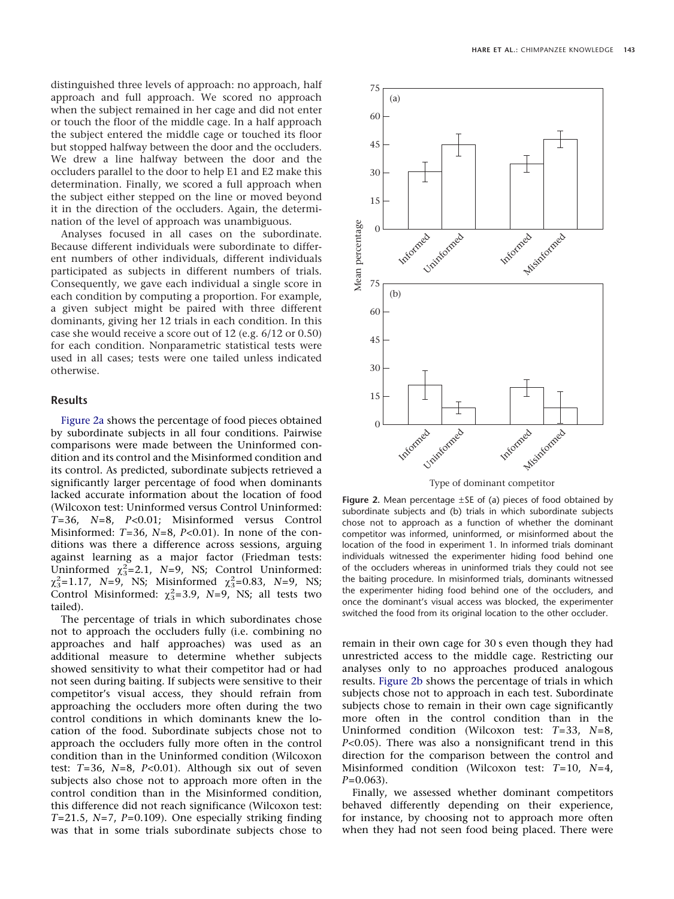distinguished three levels of approach: no approach, half approach and full approach. We scored no approach when the subject remained in her cage and did not enter or touch the floor of the middle cage. In a half approach the subject entered the middle cage or touched its floor but stopped halfway between the door and the occluders. We drew a line halfway between the door and the occluders parallel to the door to help E1 and E2 make this determination. Finally, we scored a full approach when the subject either stepped on the line or moved beyond it in the direction of the occluders. Again, the determination of the level of approach was unambiguous.

Analyses focused in all cases on the subordinate. Because different individuals were subordinate to different numbers of other individuals, different individuals participated as subjects in different numbers of trials. Consequently, we gave each individual a single score in each condition by computing a proportion. For example, a given subject might be paired with three different dominants, giving her 12 trials in each condition. In this case she would receive a score out of 12 (e.g. 6/12 or 0.50) for each condition. Nonparametric statistical tests were used in all cases; tests were one tailed unless indicated otherwise.

## Results

Figure 2a shows the percentage of food pieces obtained by subordinate subjects in all four conditions. Pairwise comparisons were made between the Uninformed condition and its control and the Misinformed condition and its control. As predicted, subordinate subjects retrieved a significantly larger percentage of food when dominants lacked accurate information about the location of food (Wilcoxon test: Uninformed versus Control Uninformed: $T$=36, $N$=8, $P$<0.01; Misinformed versus Control Misinformed: $T$=36, $N$=8, $P$<0.01). In none of the conditions was there a difference across sessions, arguing against learning as a major factor (Friedman tests: Uninformed $\chi^2_3$=2.1, $N$=9, NS; Control Uninformed: $\chi^2_3$=1.17, $N$=9, NS; Misinformed $\chi^2_3$=0.83, $N$=9, NS; Control Misinformed: $\chi^2_3$=3.9, $N$=9, NS; all tests two tailed).

The percentage of trials in which subordinates chose not to approach the occluders fully (i.e. combining no approaches and half approaches) was used as an additional measure to determine whether subjects showed sensitivity to what their competitor had or had not seen during baiting. If subjects were sensitive to their competitor's visual access, they should refrain from approaching the occluders more often during the two control conditions in which dominants knew the location of the food. Subordinate subjects chose not to approach the occluders fully more often in the control condition than in the Uninformed condition (Wilcoxon test: $T$=36, $N$=8, $P$<0.01). Although six out of seven subjects also chose not to approach more often in the control condition than in the Misinformed condition, this difference did not reach significance (Wilcoxon test: $T$=21.5, $N$=7, $P$=0.109). One especially striking finding was that in some trials subordinate subjects chose to remain in their own cage for 30 s even though they had unrestricted access to the middle cage. Restricting our analyses only to no approaches produced analogous results. Figure 2b shows the percentage of trials in which subjects chose not to approach in each test. Subordinate subjects chose to remain in their own cage significantly more often in the control condition than in the Uninformed condition (Wilcoxon test: $T$=33, $N$=8, $P$<0.05). There was also a nonsignificant trend in this direction for the comparison between the control and Misinformed condition (Wilcoxon test: $T$=10, $N$=4, $P$=0.063).

Finally, we assessed whether dominant competitors behaved differently depending on their experience, for instance, by choosing not to approach more often when they had not seen food being placed. There were

**Figure 2.** Mean percentage ±SE of (a) pieces of food obtained by subordinate subjects and (b) trials in which subordinate subjects chose not to approach as a function of whether the dominant competitor was informed, uninformed, or misinformed about the location of the food in experiment 1. In informed trials dominant individuals witnessed the experimenter hiding food behind one of the occluders whereas in uninformed trials they could not see the baiting procedure. In misinformed trials, dominants witnessed the experimenter hiding food behind one of the occluders, and once the dominant's visual access was blocked, the experimenter switched the food from its original location to the other occluder.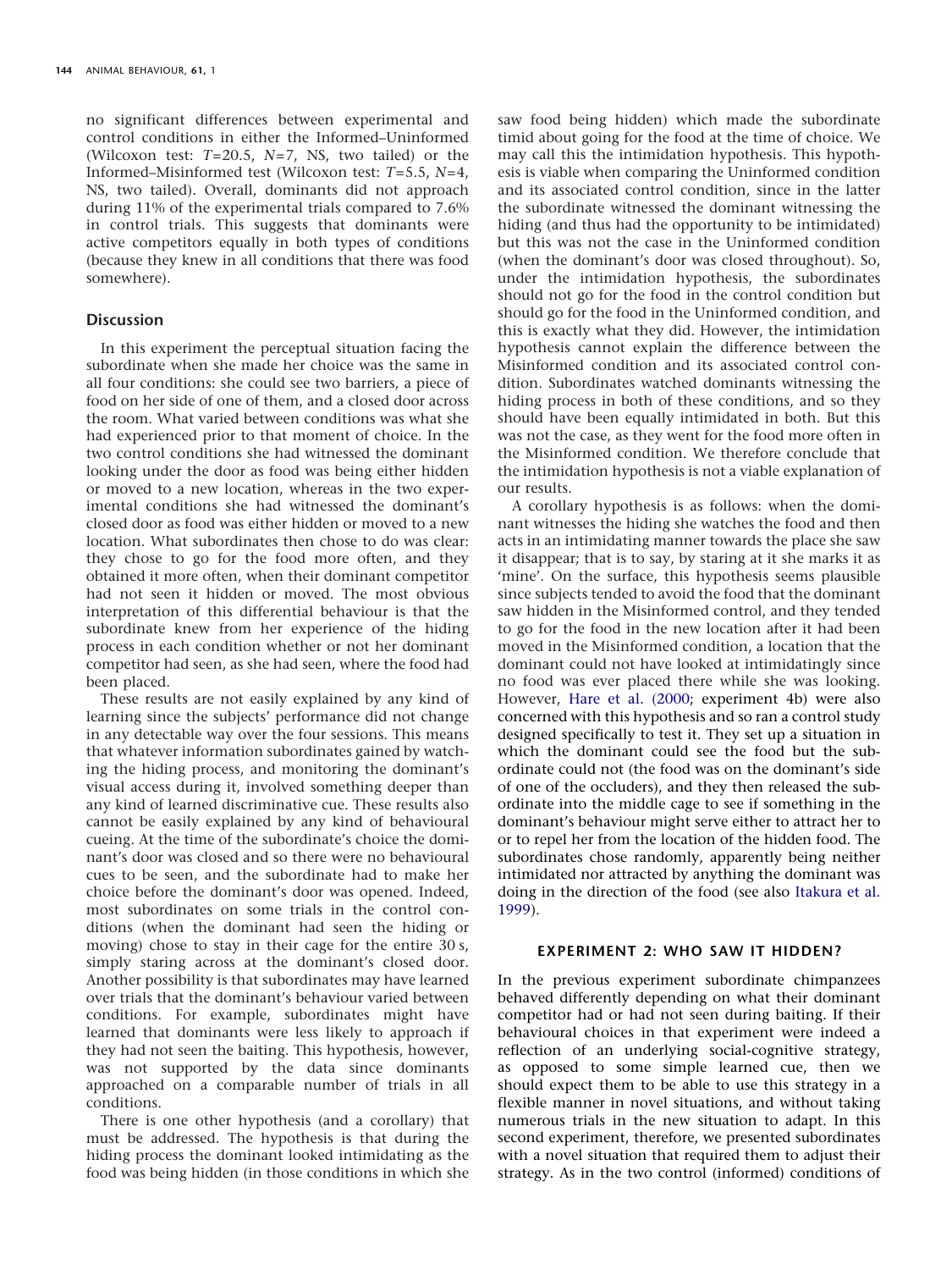no significant differences between experimental and control conditions in either the Informed–Uninformed (Wilcoxon test: $T=20.5$, $N=7$, NS, two tailed) or the Informed–Misinformed test (Wilcoxon test: $T=5.5$, $N=4$, NS, two tailed). Overall, dominants did not approach during 11% of the experimental trials compared to 7.6% in control trials. This suggests that dominants were active competitors equally in both types of conditions (because they knew in all conditions that there was food somewhere).

## Discussion

In this experiment the perceptual situation facing the subordinate when she made her choice was the same in all four conditions: she could see two barriers, a piece of food on her side of one of them, and a closed door across the room. What varied between conditions was what she had experienced prior to that moment of choice. In the two control conditions she had witnessed the dominant looking under the door as food was being either hidden or moved to a new location, whereas in the two experimental conditions she had witnessed the dominant's closed door as food was either hidden or moved to a new location. What subordinates then chose to do was clear: they chose to go for the food more often, and they obtained it more often, when their dominant competitor had not seen it hidden or moved. The most obvious interpretation of this differential behaviour is that the subordinate knew from her experience of the hiding process in each condition whether or not her dominant competitor had seen, as she had seen, where the food had been placed.

These results are not easily explained by any kind of learning since the subjects' performance did not change in any detectable way over the four sessions. This means that whatever information subordinates gained by watching the hiding process, and monitoring the dominant's visual access during it, involved something deeper than any kind of learned discriminative cue. These results also cannot be easily explained by any kind of behavioural cueing. At the time of the subordinate's choice the dominant's door was closed and so there were no behavioural cues to be seen, and the subordinate had to make her choice before the dominant's door was opened. Indeed, most subordinates on some trials in the control conditions (when the dominant had seen the hiding or moving) chose to stay in their cage for the entire 30 s, simply staring across at the dominant's closed door. Another possibility is that subordinates may have learned over trials that the dominant's behaviour varied between conditions. For example, subordinates might have learned that dominants were less likely to approach if they had not seen the baiting. This hypothesis, however, was not supported by the data since dominants approached on a comparable number of trials in all conditions.

There is one other hypothesis (and a corollary) that must be addressed. The hypothesis is that during the hiding process the dominant looked intimidating as the food was being hidden (in those conditions in which she saw food being hidden) which made the subordinate timid about going for the food at the time of choice. We may call this the intimidation hypothesis. This hypothesis is viable when comparing the Uninformed condition and its associated control condition, since in the latter the subordinate witnessed the dominant witnessing the hiding (and thus had the opportunity to be intimidated) but this was not the case in the Uninformed condition (when the dominant's door was closed throughout). So, under the intimidation hypothesis, the subordinates should not go for the food in the control condition but should go for the food in the Uninformed condition, and this is exactly what they did. However, the intimidation hypothesis cannot explain the difference between the Misinformed condition and its associated control condition. Subordinates watched dominants witnessing the hiding process in both of these conditions, and so they should have been equally intimidated in both. But this was not the case, as they went for the food more often in the Misinformed condition. We therefore conclude that the intimidation hypothesis is not a viable explanation of our results.

A corollary hypothesis is as follows: when the dominant witnesses the hiding she watches the food and then acts in an intimidating manner towards the place she saw it disappear; that is to say, by staring at it she marks it as 'mine'. On the surface, this hypothesis seems plausible since subjects tended to avoid the food that the dominant saw hidden in the Misinformed control, and they tended to go for the food in the new location after it had been moved in the Misinformed condition, a location that the dominant could not have looked at intimidatingly since no food was ever placed there while she was looking. However, Hare et al. (2000; experiment 4b) were also concerned with this hypothesis and so ran a control study designed specifically to test it. They set up a situation in which the dominant could see the food but the subordinate could not (the food was on the dominant's side of one of the occluders), and they then released the subordinate into the middle cage to see if something in the dominant's behaviour might serve either to attract her to or to repel her from the location of the hidden food. The subordinates chose randomly, apparently being neither intimidated nor attracted by anything the dominant was doing in the direction of the food (see also Itakura et al. 1999).

## EXPERIMENT 2: WHO SAW IT HIDDEN?

In the previous experiment subordinate chimpanzees behaved differently depending on what their dominant competitor had or had not seen during baiting. If their behavioural choices in that experiment were indeed a reflection of an underlying social-cognitive strategy, as opposed to some simple learned cue, then we should expect them to be able to use this strategy in a flexible manner in novel situations, and without taking numerous trials in the new situation to adapt. In this second experiment, therefore, we presented subordinates with a novel situation that required them to adjust their strategy. As in the two control (informed) conditions of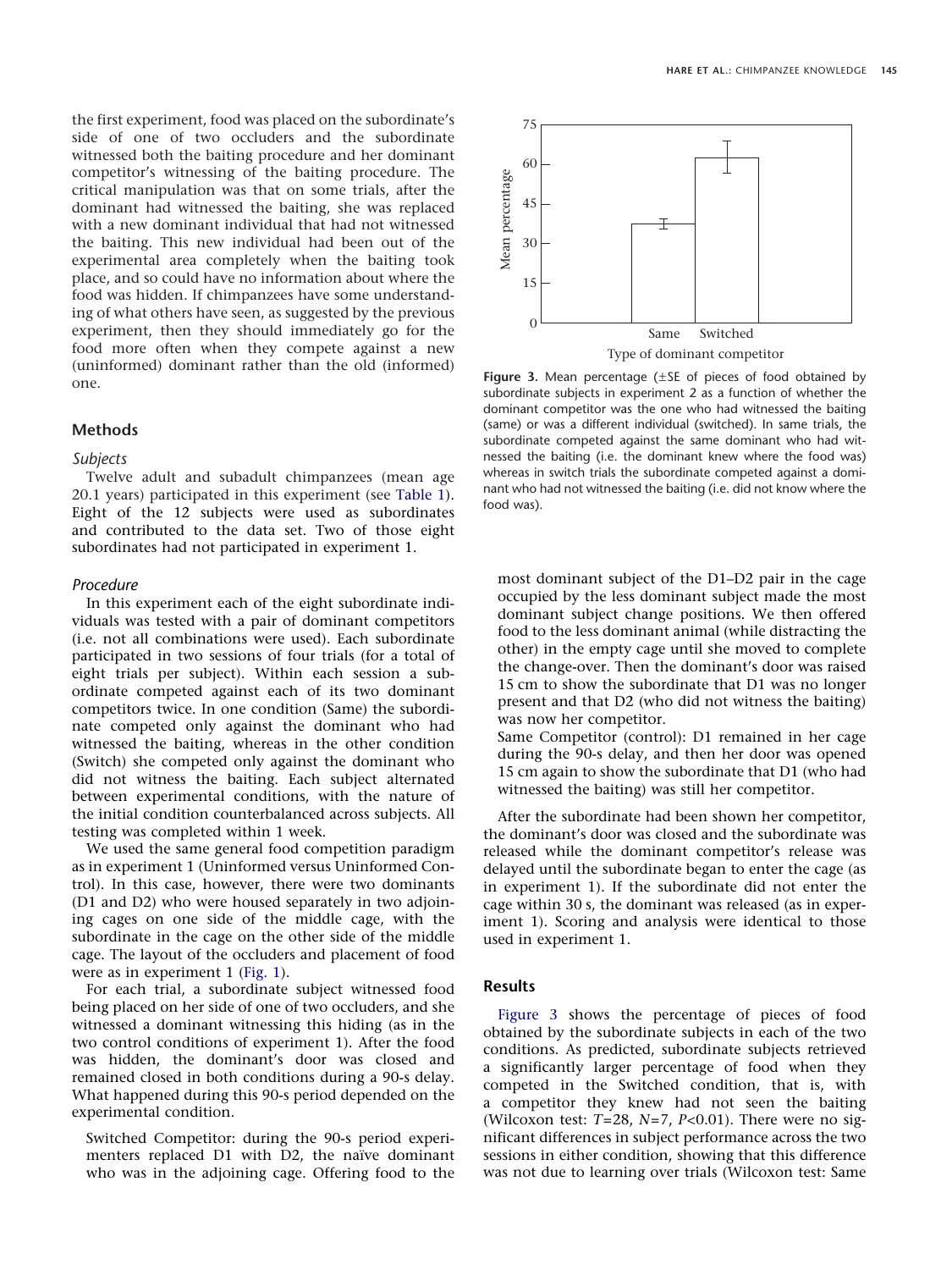the first experiment, food was placed on the subordinate's side of one of two occluders and the subordinate witnessed both the baiting procedure and her dominant competitor's witnessing of the baiting procedure. The critical manipulation was that on some trials, after the dominant had witnessed the baiting, she was replaced with a new dominant individual that had not witnessed the baiting. This new individual had been out of the experimental area completely when the baiting took place, and so could have no information about where the food was hidden. If chimpanzees have some understanding of what others have seen, as suggested by the previous experiment, then they should immediately go for the food more often when they compete against a new (uninformed) dominant rather than the old (informed) one.

## Methods

### *Subjects*

Twelve adult and subadult chimpanzees (mean age 20.1 years) participated in this experiment (see Table 1). Eight of the 12 subjects were used as subordinates and contributed to the data set. Two of those eight subordinates had not participated in experiment 1.

### *Procedure*

In this experiment each of the eight subordinate individuals was tested with a pair of dominant competitors (i.e. not all combinations were used). Each subordinate participated in two sessions of four trials (for a total of eight trials per subject). Within each session a subordinate competed against each of its two dominant competitors twice. In one condition (Same) the subordinate competed only against the dominant who had witnessed the baiting, whereas in the other condition (Switch) she competed only against the dominant who did not witness the baiting. Each subject alternated between experimental conditions, with the nature of the initial condition counterbalanced across subjects. All testing was completed within 1 week.

We used the same general food competition paradigm as in experiment 1 (Uninformed versus Uninformed Control). In this case, however, there were two dominants (D1 and D2) who were housed separately in two adjoining cages on one side of the middle cage, with the subordinate in the cage on the other side of the middle cage. The layout of the occluders and placement of food were as in experiment 1 (Fig. 1).

For each trial, a subordinate subject witnessed food being placed on her side of one of two occluders, and she witnessed a dominant witnessing this hiding (as in the two control conditions of experiment 1). After the food was hidden, the dominant's door was closed and remained closed in both conditions during a 90-s delay. What happened during this 90-s period depended on the experimental condition.

Switched Competitor: during the 90-s period experimenters replaced D1 with D2, the naïve dominant who was in the adjoining cage. Offering food to the most dominant subject of the D1–D2 pair in the cage occupied by the less dominant subject made the most dominant subject change positions. We then offered food to the less dominant animal (while distracting the other) in the empty cage until she moved to complete the change-over. Then the dominant's door was raised 15 cm to show the subordinate that D1 was no longer present and that D2 (who did not witness the baiting) was now her competitor.

Same Competitor (control): D1 remained in her cage during the 90-s delay, and then her door was opened 15 cm again to show the subordinate that D1 (who had witnessed the baiting) was still her competitor.

After the subordinate had been shown her competitor, the dominant's door was closed and the subordinate was released while the dominant competitor's release was delayed until the subordinate began to enter the cage (as in experiment 1). If the subordinate did not enter the cage within 30 s, the dominant was released (as in experiment 1). Scoring and analysis were identical to those used in experiment 1.

**Figure 3.** Mean percentage (±SE of pieces of food obtained by subordinate subjects in experiment 2 as a function of whether the dominant competitor was the one who had witnessed the baiting (same) or was a different individual (switched). In same trials, the subordinate competed against the same dominant who had witnessed the baiting (i.e. the dominant knew where the food was) whereas in switch trials the subordinate competed against a dominant who had not witnessed the baiting (i.e. did not know where the food was).

## Results

Figure 3 shows the percentage of pieces of food obtained by the subordinate subjects in each of the two conditions. As predicted, subordinate subjects retrieved a significantly larger percentage of food when they competed in the Switched condition, that is, with a competitor they knew had not seen the baiting (Wilcoxon test: $T=28$, $N=7$, $P<0.01$). There were no significant differences in subject performance across the two sessions in either condition, showing that this difference was not due to learning over trials (Wilcoxon test: Same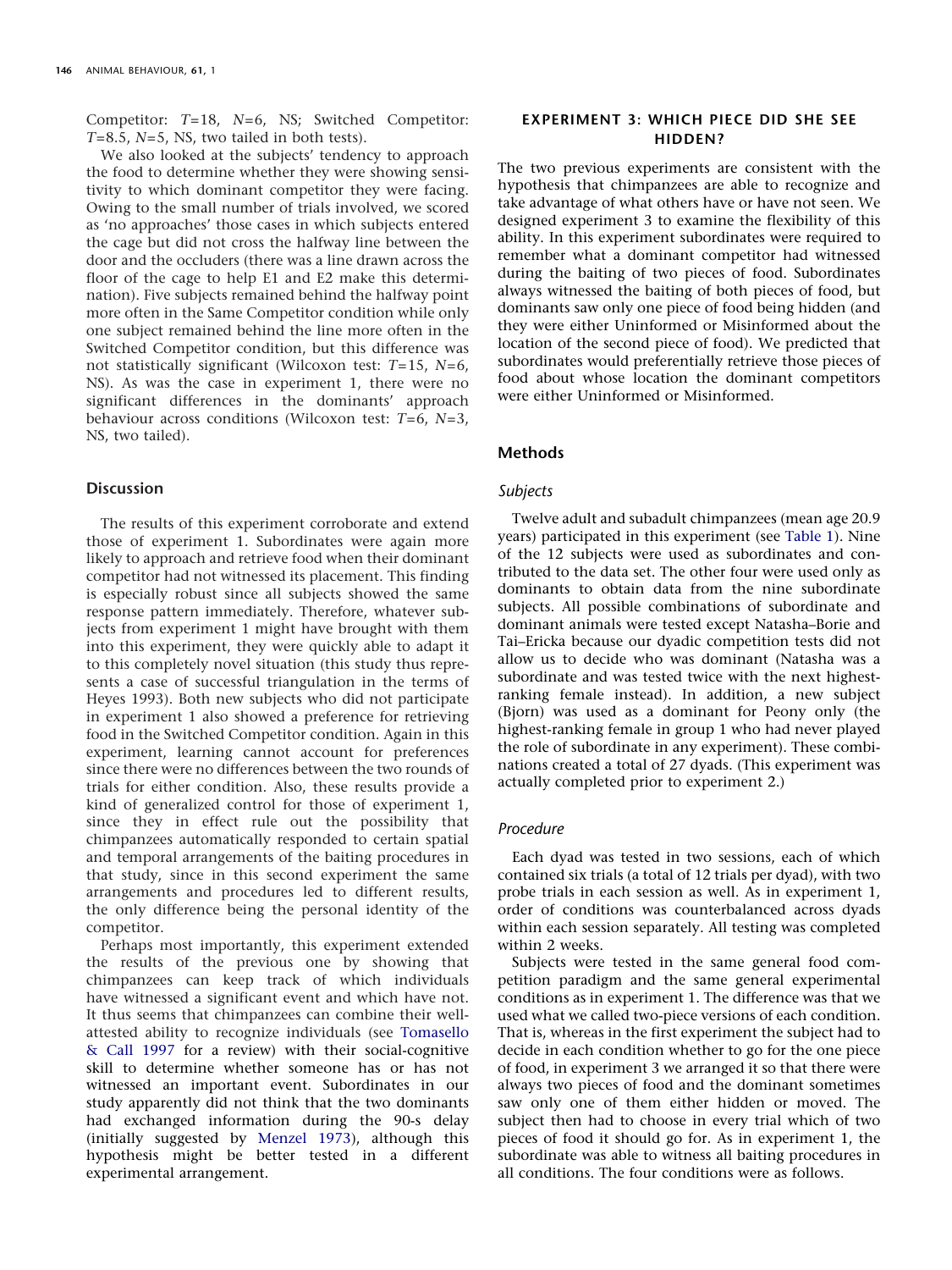Competitor: $T$=18, $N$=6, NS; Switched Competitor: $T$=8.5, $N$=5, NS, two tailed in both tests).

We also looked at the subjects' tendency to approach the food to determine whether they were showing sensitivity to which dominant competitor they were facing. Owing to the small number of trials involved, we scored as 'no approaches' those cases in which subjects entered the cage but did not cross the halfway line between the door and the occluders (there was a line drawn across the floor of the cage to help E1 and E2 make this determination). Five subjects remained behind the halfway point more often in the Same Competitor condition while only one subject remained behind the line more often in the Switched Competitor condition, but this difference was not statistically significant (Wilcoxon test: $T$=15, $N$=6, NS). As was the case in experiment 1, there were no significant differences in the dominants' approach behaviour across conditions (Wilcoxon test: $T$=6, $N$=3, NS, two tailed).

## Discussion

The results of this experiment corroborate and extend those of experiment 1. Subordinates were again more likely to approach and retrieve food when their dominant competitor had not witnessed its placement. This finding is especially robust since all subjects showed the same response pattern immediately. Therefore, whatever subjects from experiment 1 might have brought with them into this experiment, they were quickly able to adapt it to this completely novel situation (this study thus represents a case of successful triangulation in the terms of Heyes 1993). Both new subjects who did not participate in experiment 1 also showed a preference for retrieving food in the Switched Competitor condition. Again in this experiment, learning cannot account for preferences since there were no differences between the two rounds of trials for either condition. Also, these results provide a kind of generalized control for those of experiment 1, since they in effect rule out the possibility that chimpanzees automatically responded to certain spatial and temporal arrangements of the baiting procedures in that study, since in this second experiment the same arrangements and procedures led to different results, the only difference being the personal identity of the competitor.

Perhaps most importantly, this experiment extended the results of the previous one by showing that chimpanzees can keep track of which individuals have witnessed a significant event and which have not. It thus seems that chimpanzees can combine their well-attested ability to recognize individuals (see Tomasello & Call 1997 for a review) with their social-cognitive skill to determine whether someone has or has not witnessed an important event. Subordinates in our study apparently did not think that the two dominants had exchanged information during the 90-s delay (initially suggested by Menzel 1973), although this hypothesis might be better tested in a different experimental arrangement.

# EXPERIMENT 3: WHICH PIECE DID SHE SEE HIDDEN?

The two previous experiments are consistent with the hypothesis that chimpanzees are able to recognize and take advantage of what others have or have not seen. We designed experiment 3 to examine the flexibility of this ability. In this experiment subordinates were required to remember what a dominant competitor had witnessed during the baiting of two pieces of food. Subordinates always witnessed the baiting of both pieces of food, but dominants saw only one piece of food being hidden (and they were either Uninformed or Misinformed about the location of the second piece of food). We predicted that subordinates would preferentially retrieve those pieces of food about whose location the dominant competitors were either Uninformed or Misinformed.

## Methods

### *Subjects*

Twelve adult and subadult chimpanzees (mean age 20.9 years) participated in this experiment (see Table 1). Nine of the 12 subjects were used as subordinates and contributed to the data set. The other four were used only as dominants to obtain data from the nine subordinate subjects. All possible combinations of subordinate and dominant animals were tested except Natasha–Borie and Tai–Ericka because our dyadic competition tests did not allow us to decide who was dominant (Natasha was a subordinate and was tested twice with the next highest-ranking female instead). In addition, a new subject (Bjorn) was used as a dominant for Peony only (the highest-ranking female in group 1 who had never played the role of subordinate in any experiment). These combinations created a total of 27 dyads. (This experiment was actually completed prior to experiment 2.)

### *Procedure*

Each dyad was tested in two sessions, each of which contained six trials (a total of 12 trials per dyad), with two probe trials in each session as well. As in experiment 1, order of conditions was counterbalanced across dyads within each session separately. All testing was completed within 2 weeks.

Subjects were tested in the same general food competition paradigm and the same general experimental conditions as in experiment 1. The difference was that we used what we called two-piece versions of each condition. That is, whereas in the first experiment the subject had to decide in each condition whether to go for the one piece of food, in experiment 3 we arranged it so that there were always two pieces of food and the dominant sometimes saw only one of them either hidden or moved. The subject then had to choose in every trial which of two pieces of food it should go for. As in experiment 1, the subordinate was able to witness all baiting procedures in all conditions. The four conditions were as follows.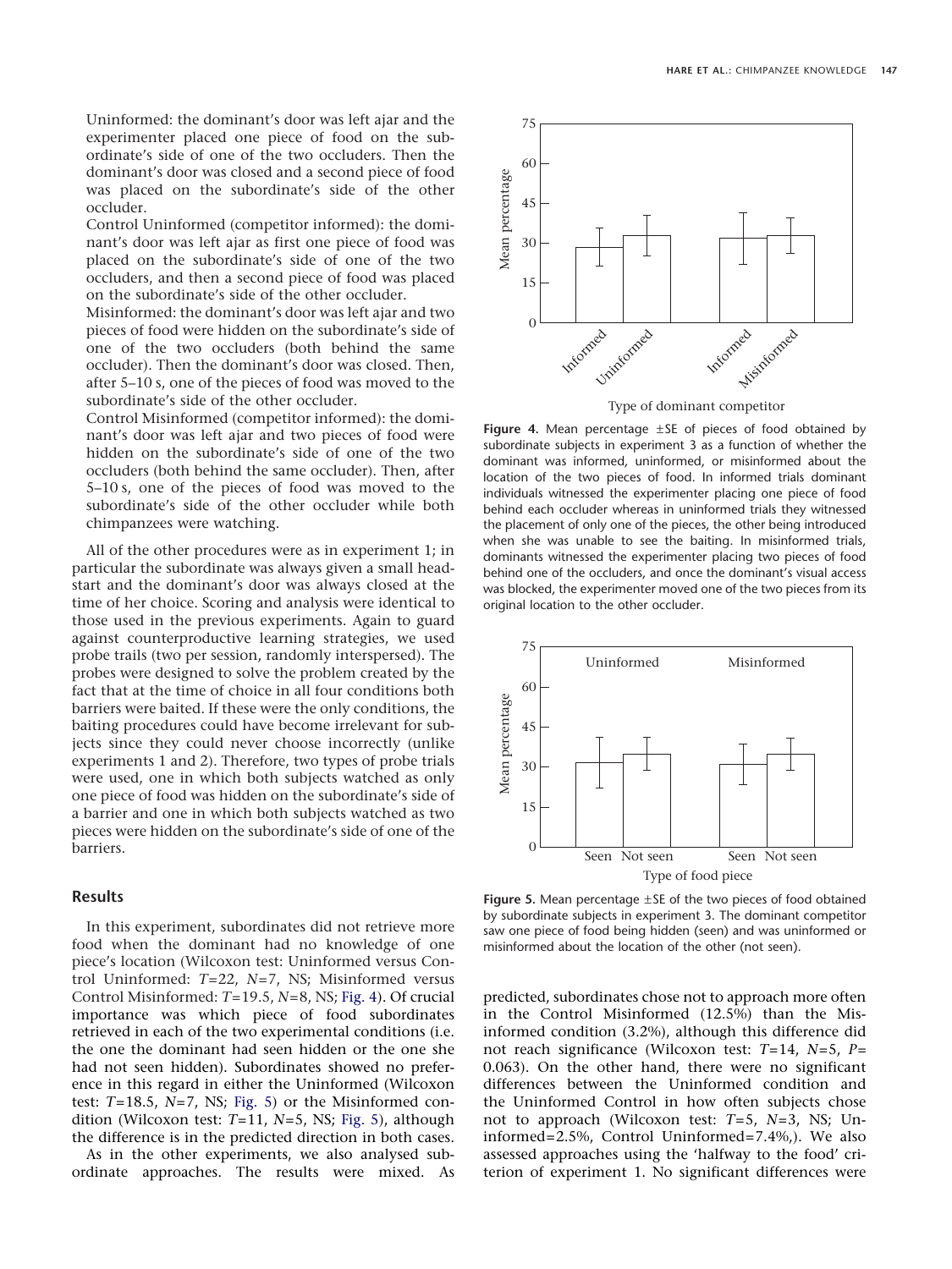Uninformed: the dominant's door was left ajar and the experimenter placed one piece of food on the subordinate's side of one of the two occluders. Then the dominant's door was closed and a second piece of food was placed on the subordinate's side of the other occluder.

Control Uninformed (competitor informed): the dominant's door was left ajar as first one piece of food was placed on the subordinate's side of one of the two occluders, and then a second piece of food was placed on the subordinate's side of the other occluder.

Misinformed: the dominant's door was left ajar and two pieces of food were hidden on the subordinate's side of one of the two occluders (both behind the same occluder). Then the dominant's door was closed. Then, after 5–10 s, one of the pieces of food was moved to the subordinate's side of the other occluder.

Control Misinformed (competitor informed): the dominant's door was left ajar and two pieces of food were hidden on the subordinate's side of one of the two occluders (both behind the same occluder). Then, after 5–10 s, one of the pieces of food was moved to the subordinate's side of the other occluder while both chimpanzees were watching.

All of the other procedures were as in experiment 1; in particular the subordinate was always given a small headstart and the dominant's door was always closed at the time of her choice. Scoring and analysis were identical to those used in the previous experiments. Again to guard against counterproductive learning strategies, we used probe trails (two per session, randomly interspersed). The probes were designed to solve the problem created by the fact that at the time of choice in all four conditions both barriers were baited. If these were the only conditions, the baiting procedures could have become irrelevant for subjects since they could never choose incorrectly (unlike experiments 1 and 2). Therefore, two types of probe trials were used, one in which both subjects watched as only one piece of food was hidden on the subordinate's side of a barrier and one in which both subjects watched as two pieces were hidden on the subordinate's side of one of the barriers.

## Results

In this experiment, subordinates did not retrieve more food when the dominant had no knowledge of one piece's location (Wilcoxon test: Uninformed versus Control Uninformed: $T=22$, $N=7$, NS; Misinformed versus Control Misinformed: $T=19.5$, $N=8$, NS; Fig. 4). Of crucial importance was which piece of food subordinates retrieved in each of the two experimental conditions (i.e. the one the dominant had seen hidden or the one she had not seen hidden). Subordinates showed no preference in this regard in either the Uninformed (Wilcoxon test: $T=18.5$, $N=7$, NS; Fig. 5) or the Misinformed condition (Wilcoxon test: $T=11$, $N=5$, NS; Fig. 5), although the difference is in the predicted direction in both cases.

As in the other experiments, we also analysed subordinate approaches. The results were mixed. As predicted, subordinates chose not to approach more often in the Control Misinformed (12.5%) than the Misinformed condition (3.2%), although this difference did not reach significance (Wilcoxon test: $T=14$, $N=5$, $P=0.063$). On the other hand, there were no significant differences between the Uninformed condition and the Uninformed Control in how often subjects chose not to approach (Wilcoxon test: $T=5$, $N=3$, NS; Uninformed=2.5%, Control Uninformed=7.4%,). We also assessed approaches using the 'halfway to the food' criterion of experiment 1. No significant differences were

**Figure 4.** Mean percentage ±SE of pieces of food obtained by subordinate subjects in experiment 3 as a function of whether the dominant was informed, uninformed, or misinformed about the location of the two pieces of food. In informed trials dominant individuals witnessed the experimenter placing one piece of food behind each occluder whereas in uninformed trials they witnessed the placement of only one of the pieces, the other being introduced when she was unable to see the baiting. In misinformed trials, dominants witnessed the experimenter placing two pieces of food behind one of the occluders, and once the dominant's visual access was blocked, the experimenter moved one of the two pieces from its original location to the other occluder.

**Figure 5.** Mean percentage ±SE of the two pieces of food obtained by subordinate subjects in experiment 3. The dominant competitor saw one piece of food being hidden (seen) and was uninformed or misinformed about the location of the other (not seen).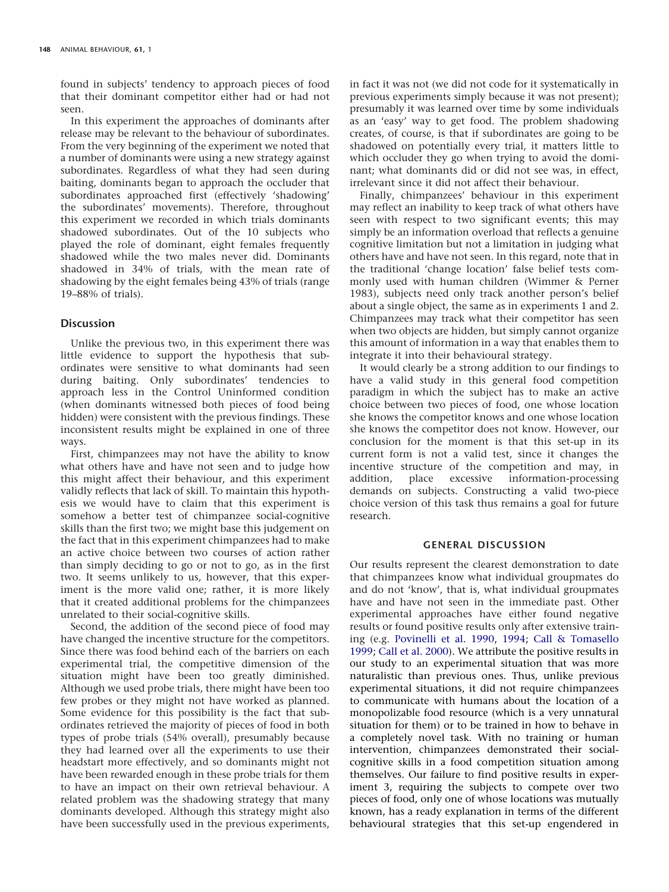found in subjects' tendency to approach pieces of food that their dominant competitor either had or had not seen.

In this experiment the approaches of dominants after release may be relevant to the behaviour of subordinates. From the very beginning of the experiment we noted that a number of dominants were using a new strategy against subordinates. Regardless of what they had seen during baiting, dominants began to approach the occluder that subordinates approached first (effectively 'shadowing' the subordinates' movements). Therefore, throughout this experiment we recorded in which trials dominants shadowed subordinates. Out of the 10 subjects who played the role of dominant, eight females frequently shadowed while the two males never did. Dominants shadowed in 34% of trials, with the mean rate of shadowing by the eight females being 43% of trials (range 19–88% of trials).

### Discussion

Unlike the previous two, in this experiment there was little evidence to support the hypothesis that subordinates were sensitive to what dominants had seen during baiting. Only subordinates' tendencies to approach less in the Control Uninformed condition (when dominants witnessed both pieces of food being hidden) were consistent with the previous findings. These inconsistent results might be explained in one of three ways.

First, chimpanzees may not have the ability to know what others have and have not seen and to judge how this might affect their behaviour, and this experiment validly reflects that lack of skill. To maintain this hypothesis we would have to claim that this experiment is somehow a better test of chimpanzee social-cognitive skills than the first two; we might base this judgement on the fact that in this experiment chimpanzees had to make an active choice between two courses of action rather than simply deciding to go or not to go, as in the first two. It seems unlikely to us, however, that this experiment is the more valid one; rather, it is more likely that it created additional problems for the chimpanzees unrelated to their social-cognitive skills.

Second, the addition of the second piece of food may have changed the incentive structure for the competitors. Since there was food behind each of the barriers on each experimental trial, the competitive dimension of the situation might have been too greatly diminished. Although we used probe trials, there might have been too few probes or they might not have worked as planned. Some evidence for this possibility is the fact that subordinates retrieved the majority of pieces of food in both types of probe trials (54% overall), presumably because they had learned over all the experiments to use their headstart more effectively, and so dominants might not have been rewarded enough in these probe trials for them to have an impact on their own retrieval behaviour. A related problem was the shadowing strategy that many dominants developed. Although this strategy might also have been successfully used in the previous experiments, in fact it was not (we did not code for it systematically in previous experiments simply because it was not present); presumably it was learned over time by some individuals as an 'easy' way to get food. The problem shadowing creates, of course, is that if subordinates are going to be shadowed on potentially every trial, it matters little to which occluder they go when trying to avoid the dominant; what dominants did or did not see was, in effect, irrelevant since it did not affect their behaviour.

Finally, chimpanzees' behaviour in this experiment may reflect an inability to keep track of what others have seen with respect to two significant events; this may simply be an information overload that reflects a genuine cognitive limitation but not a limitation in judging what others have and have not seen. In this regard, note that in the traditional 'change location' false belief tests commonly used with human children (Wimmer & Perner 1983), subjects need only track another person's belief about a single object, the same as in experiments 1 and 2. Chimpanzees may track what their competitor has seen when two objects are hidden, but simply cannot organize this amount of information in a way that enables them to integrate it into their behavioural strategy.

It would clearly be a strong addition to our findings to have a valid study in this general food competition paradigm in which the subject has to make an active choice between two pieces of food, one whose location she knows the competitor knows and one whose location she knows the competitor does not know. However, our conclusion for the moment is that this set-up in its current form is not a valid test, since it changes the incentive structure of the competition and may, in addition, place excessive information-processing demands on subjects. Constructing a valid two-piece choice version of this task thus remains a goal for future research.

## GENERAL DISCUSSION

Our results represent the clearest demonstration to date that chimpanzees know what individual groupmates do and do not 'know', that is, what individual groupmates have and have not seen in the immediate past. Other experimental approaches have either found negative results or found positive results only after extensive training (e.g. Povinelli et al. 1990, 1994; Call & Tomasello 1999; Call et al. 2000). We attribute the positive results in our study to an experimental situation that was more naturalistic than previous ones. Thus, unlike previous experimental situations, it did not require chimpanzees to communicate with humans about the location of a monopolizable food resource (which is a very unnatural situation for them) or to be trained in how to behave in a completely novel task. With no training or human intervention, chimpanzees demonstrated their social-cognitive skills in a food competition situation among themselves. Our failure to find positive results in experiment 3, requiring the subjects to compete over two pieces of food, only one of whose locations was mutually known, has a ready explanation in terms of the different behavioural strategies that this set-up engendered in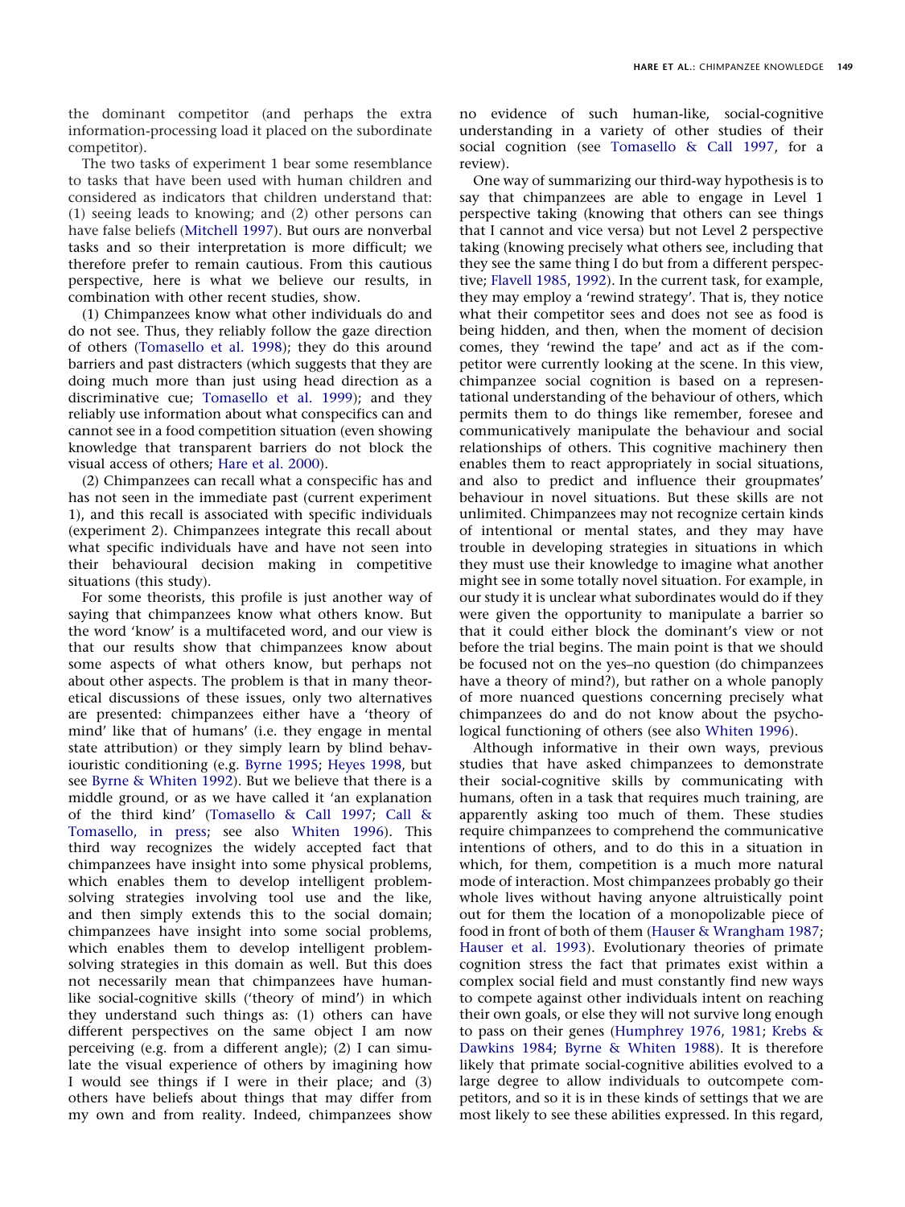the dominant competitor (and perhaps the extra information-processing load it placed on the subordinate competitor).

The two tasks of experiment 1 bear some resemblance to tasks that have been used with human children and considered as indicators that children understand that: (1) seeing leads to knowing; and (2) other persons can have false beliefs (Mitchell 1997). But ours are nonverbal tasks and so their interpretation is more difficult; we therefore prefer to remain cautious. From this cautious perspective, here is what we believe our results, in combination with other recent studies, show.

(1) Chimpanzees know what other individuals do and do not see. Thus, they reliably follow the gaze direction of others (Tomasello et al. 1998); they do this around barriers and past distracters (which suggests that they are doing much more than just using head direction as a discriminative cue; Tomasello et al. 1999); and they reliably use information about what conspecifics can and cannot see in a food competition situation (even showing knowledge that transparent barriers do not block the visual access of others; Hare et al. 2000).

(2) Chimpanzees can recall what a conspecific has and has not seen in the immediate past (current experiment 1), and this recall is associated with specific individuals (experiment 2). Chimpanzees integrate this recall about what specific individuals have and have not seen into their behavioural decision making in competitive situations (this study).

For some theorists, this profile is just another way of saying that chimpanzees know what others know. But the word 'know' is a multifaceted word, and our view is that our results show that chimpanzees know about some aspects of what others know, but perhaps not about other aspects. The problem is that in many theoretical discussions of these issues, only two alternatives are presented: chimpanzees either have a 'theory of mind' like that of humans' (i.e. they engage in mental state attribution) or they simply learn by blind behaviouristic conditioning (e.g. Byrne 1995; Heyes 1998, but see Byrne & Whiten 1992). But we believe that there is a middle ground, or as we have called it 'an explanation of the third kind' (Tomasello & Call 1997; Call & Tomasello, in press; see also Whiten 1996). This third way recognizes the widely accepted fact that chimpanzees have insight into some physical problems, which enables them to develop intelligent problem-solving strategies involving tool use and the like, and then simply extends this to the social domain; chimpanzees have insight into some social problems, which enables them to develop intelligent problem-solving strategies in this domain as well. But this does not necessarily mean that chimpanzees have human-like social-cognitive skills ('theory of mind') in which they understand such things as: (1) others can have different perspectives on the same object I am now perceiving (e.g. from a different angle); (2) I can simulate the visual experience of others by imagining how I would see things if I were in their place; and (3) others have beliefs about things that may differ from my own and from reality. Indeed, chimpanzees show no evidence of such human-like, social-cognitive understanding in a variety of other studies of their social cognition (see Tomasello & Call 1997, for a review).

One way of summarizing our third-way hypothesis is to say that chimpanzees are able to engage in Level 1 perspective taking (knowing that others can see things that I cannot see and vice versa) but not Level 2 perspective taking (knowing precisely what others see, including that they see the same thing I do but from a different perspective; Flavell 1985, 1992). In the current task, for example, they may employ a 'rewind strategy'. That is, they notice what their competitor sees and does not see as food is being hidden, and then, when the moment of decision comes, they 'rewind the tape' and act as if the competitor were currently looking at the scene. In this view, chimpanzee social cognition is based on a representational understanding of the behaviour of others, which permits them to do things like remember, foresee and communicatively manipulate the behaviour and social relationships of others. This cognitive machinery then enables them to react appropriately in social situations, and also to predict and influence their groupmates' behaviour in novel situations. But these skills are not unlimited. Chimpanzees may not recognize certain kinds of intentional or mental states, and they may have trouble in developing strategies in situations in which they must use their knowledge to imagine what another might see in some totally novel situation. For example, in our study it is unclear what subordinates would do if they were given the opportunity to manipulate a barrier so that it could either block the dominant's view or not before the trial begins. The main point is that we should be focused not on the yes–no question (do chimpanzees have a theory of mind?), but rather on a whole panoply of more nuanced questions concerning precisely what chimpanzees do and do not know about the psychological functioning of others (see also Whiten 1996).

Although informative in their own ways, previous studies that have asked chimpanzees to demonstrate their social-cognitive skills by communicating with humans, often in a task that requires much training, are apparently asking too much of them. These studies require chimpanzees to comprehend the communicative intentions of others, and to do this in a situation in which, for them, competition is a much more natural mode of interaction. Most chimpanzees probably go their whole lives without having anyone altruistically point out for them the location of a monopolizable piece of food in front of both of them (Hauser & Wrangham 1987; Hauser et al. 1993). Evolutionary theories of primate cognition stress the fact that primates exist within a complex social field and must constantly find new ways to compete against other individuals intent on reaching their own goals, or else they will not survive long enough to pass on their genes (Humphrey 1976, 1981; Krebs & Dawkins 1984; Byrne & Whiten 1988). It is therefore likely that primate social-cognitive abilities evolved to a large degree to allow individuals to outcompete competitors, and so it is in these kinds of settings that we are most likely to see these abilities expressed. In this regard,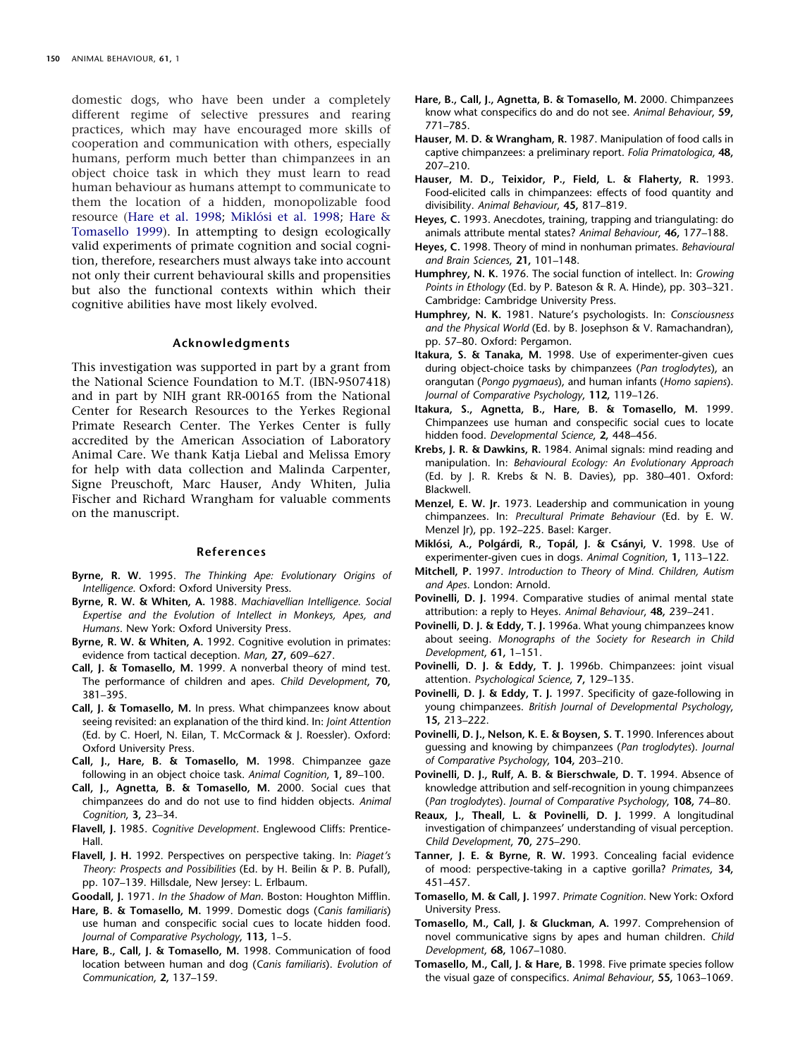domestic dogs, who have been under a completely different regime of selective pressures and rearing practices, which may have encouraged more skills of cooperation and communication with others, especially humans, perform much better than chimpanzees in an object choice task in which they must learn to read human behaviour as humans attempt to communicate to them the location of a hidden, monopolizable food resource (Hare et al. 1998; Miklósi et al. 1998; Hare & Tomasello 1999). In attempting to design ecologically valid experiments of primate cognition and social cognition, therefore, researchers must always take into account not only their current behavioural skills and propensities but also the functional contexts within which their cognitive abilities have most likely evolved.

## Acknowledgments

This investigation was supported in part by a grant from the National Science Foundation to M.T. (IBN-9507418) and in part by NIH grant RR-00165 from the National Center for Research Resources to the Yerkes Regional Primate Research Center. The Yerkes Center is fully accredited by the American Association of Laboratory Animal Care. We thank Katja Liebal and Melissa Emory for help with data collection and Malinda Carpenter, Signe Preuschoft, Marc Hauser, Andy Whiten, Julia Fischer and Richard Wrangham for valuable comments on the manuscript.

## References

**Byrne, R. W.** 1995. *The Thinking Ape: Evolutionary Origins of Intelligence*. Oxford: Oxford University Press.

**Byrne, R. W. & Whiten, A.** 1988. *Machiavellian Intelligence. Social Expertise and the Evolution of Intellect in Monkeys, Apes, and Humans*. New York: Oxford University Press.

**Byrne, R. W. & Whiten, A.** 1992. Cognitive evolution in primates: evidence from tactical deception. *Man*, **27,** 609–627.

**Call, J. & Tomasello, M.** 1999. A nonverbal theory of mind test. The performance of children and apes. *Child Development*, **70,** 381–395.

**Call, J. & Tomasello, M.** In press. What chimpanzees know about seeing revisited: an explanation of the third kind. In: *Joint Attention* (Ed. by C. Hoerl, N. Eilan, T. McCormack & J. Roessler). Oxford: Oxford University Press.

**Call, J., Hare, B. & Tomasello, M.** 1998. Chimpanzee gaze following in an object choice task. *Animal Cognition*, **1,** 89–100.

**Call, J., Agnetta, B. & Tomasello, M.** 2000. Social cues that chimpanzees do and do not use to find hidden objects. *Animal Cognition*, **3,** 23–34.

**Flavell, J.** 1985. *Cognitive Development*. Englewood Cliffs: Prentice-Hall.

**Flavell, J. H.** 1992. Perspectives on perspective taking. In: *Piaget's Theory: Prospects and Possibilities* (Ed. by H. Beilin & P. B. Pufall), pp. 107–139. Hillsdale, New Jersey: L. Erlbaum.

**Goodall, J.** 1971. *In the Shadow of Man*. Boston: Houghton Mifflin.

**Hare, B. & Tomasello, M.** 1999. Domestic dogs (*Canis familiaris*) use human and conspecific social cues to locate hidden food. *Journal of Comparative Psychology*, **113,** 1–5.

**Hare, B., Call, J. & Tomasello, M.** 1998. Communication of food location between human and dog (*Canis familiaris*). *Evolution of Communication*, **2,** 137–159.

**Hare, B., Call, J., Agnetta, B. & Tomasello, M.** 2000. Chimpanzees know what conspecifics do and do not see. *Animal Behaviour*, **59,** 771–785.

**Hauser, M. D. & Wrangham, R.** 1987. Manipulation of food calls in captive chimpanzees: a preliminary report. *Folia Primatologica*, **48,** 207–210.

**Hauser, M. D., Teixidor, P., Field, L. & Flaherty, R.** 1993. Food-elicited calls in chimpanzees: effects of food quantity and divisibility. *Animal Behaviour*, **45,** 817–819.

**Heyes, C.** 1993. Anecdotes, training, trapping and triangulating: do animals attribute mental states? *Animal Behaviour*, **46,** 177–188.

**Heyes, C.** 1998. Theory of mind in nonhuman primates. *Behavioural and Brain Sciences*, **21,** 101–148.

**Humphrey, N. K.** 1976. The social function of intellect. In: *Growing Points in Ethology* (Ed. by P. Bateson & R. A. Hinde), pp. 303–321. Cambridge: Cambridge University Press.

**Humphrey, N. K.** 1981. Nature's psychologists. In: *Consciousness and the Physical World* (Ed. by B. Josephson & V. Ramachandran), pp. 57–80. Oxford: Pergamon.

**Itakura, S. & Tanaka, M.** 1998. Use of experimenter-given cues during object-choice tasks by chimpanzees (*Pan troglodytes*), an orangutan (*Pongo pygmaeus*), and human infants (*Homo sapiens*). *Journal of Comparative Psychology*, **112,** 119–126.

**Itakura, S., Agnetta, B., Hare, B. & Tomasello, M.** 1999. Chimpanzees use human and conspecific social cues to locate hidden food. *Developmental Science*, **2,** 448–456.

**Krebs, J. R. & Dawkins, R.** 1984. Animal signals: mind reading and manipulation. In: *Behavioural Ecology: An Evolutionary Approach* (Ed. by J. R. Krebs & N. B. Davies), pp. 380–401. Oxford: Blackwell.

**Menzel, E. W. Jr.** 1973. Leadership and communication in young chimpanzees. In: *Precultural Primate Behaviour* (Ed. by E. W. Menzel Jr), pp. 192–225. Basel: Karger.

**Miklósi, A., Polgárdi, R., Topál, J. & Csányi, V.** 1998. Use of experimenter-given cues in dogs. *Animal Cognition*, **1,** 113–122.

**Mitchell, P.** 1997. *Introduction to Theory of Mind. Children, Autism and Apes*. London: Arnold.

**Povinelli, D. J.** 1994. Comparative studies of animal mental state attribution: a reply to Heyes. *Animal Behaviour*, **48,** 239–241.

**Povinelli, D. J. & Eddy, T. J.** 1996a. What young chimpanzees know about seeing. *Monographs of the Society for Research in Child Development*, **61,** 1–151.

**Povinelli, D. J. & Eddy, T. J.** 1996b. Chimpanzees: joint visual attention. *Psychological Science*, **7,** 129–135.

**Povinelli, D. J. & Eddy, T. J.** 1997. Specificity of gaze-following in young chimpanzees. *British Journal of Developmental Psychology*, **15,** 213–222.

**Povinelli, D. J., Nelson, K. E. & Boysen, S. T.** 1990. Inferences about guessing and knowing by chimpanzees (*Pan troglodytes*). *Journal of Comparative Psychology*, **104,** 203–210.

**Povinelli, D. J., Rulf, A. B. & Bierschwale, D. T.** 1994. Absence of knowledge attribution and self-recognition in young chimpanzees (*Pan troglodytes*). *Journal of Comparative Psychology*, **108,** 74–80.

**Reaux, J., Theall, L. & Povinelli, D. J.** 1999. A longitudinal investigation of chimpanzees' understanding of visual perception. *Child Development*, **70,** 275–290.

**Tanner, J. E. & Byrne, R. W.** 1993. Concealing facial evidence of mood: perspective-taking in a captive gorilla? *Primates*, **34,** 451–457.

**Tomasello, M. & Call, J.** 1997. *Primate Cognition*. New York: Oxford University Press.

**Tomasello, M., Call, J. & Gluckman, A.** 1997. Comprehension of novel communicative signs by apes and human children. *Child Development*, **68,** 1067–1080.

**Tomasello, M., Call, J. & Hare, B.** 1998. Five primate species follow the visual gaze of conspecifics. *Animal Behaviour*, **55,** 1063–1069.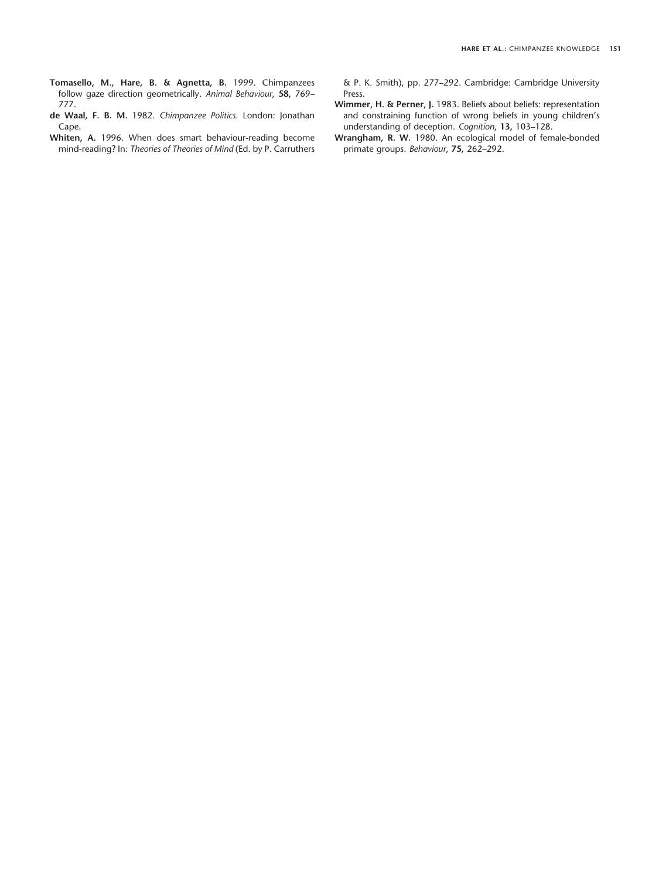**Tomasello, M., Hare, B. & Agnetta, B.** 1999. Chimpanzees follow gaze direction geometrically. *Animal Behaviour*, **58,** 769–777.

**de Waal, F. B. M.** 1982. *Chimpanzee Politics.* London: Jonathan Cape.

**Whiten, A.** 1996. When does smart behaviour-reading become mind-reading? In: *Theories of Theories of Mind* (Ed. by P. Carruthers & P. K. Smith), pp. 277–292. Cambridge: Cambridge University Press.

**Wimmer, H. & Perner, J.** 1983. Beliefs about beliefs: representation and constraining function of wrong beliefs in young children's understanding of deception. *Cognition*, **13,** 103–128.

**Wrangham, R. W.** 1980. An ecological model of female-bonded primate groups. *Behaviour*, **75,** 262–292.